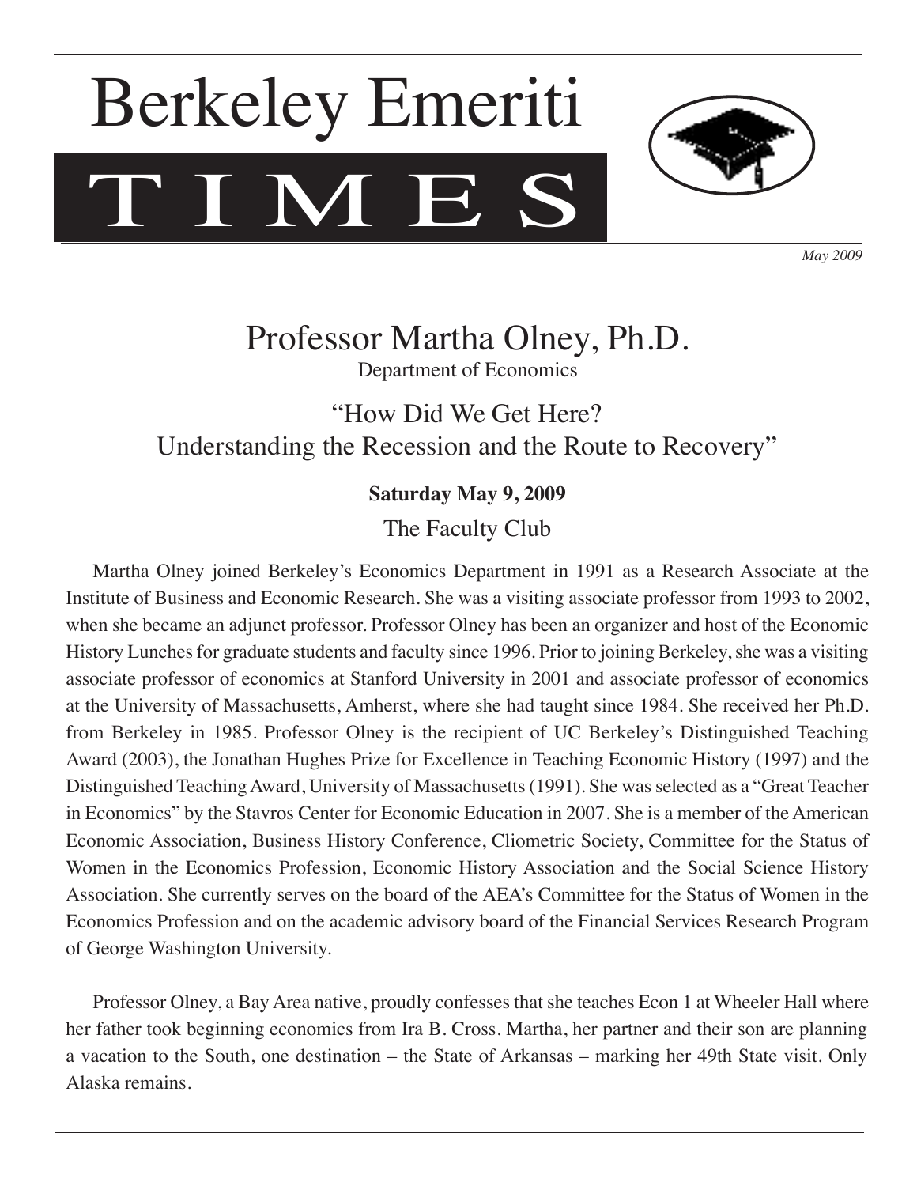# Berkeley Emeriti TIMES

*May 2009*

## Professor Martha Olney, Ph.D.

Department of Economics

### "How Did We Get Here? Understanding the Recession and the Route to Recovery"

**Saturday May 9, 2009**

The Faculty Club

Martha Olney joined Berkeley's Economics Department in 1991 as a Research Associate at the Institute of Business and Economic Research. She was a visiting associate professor from 1993 to 2002, when she became an adjunct professor. Professor Olney has been an organizer and host of the Economic History Lunches for graduate students and faculty since 1996. Prior to joining Berkeley, she was a visiting associate professor of economics at Stanford University in 2001 and associate professor of economics at the University of Massachusetts, Amherst, where she had taught since 1984. She received her Ph.D. from Berkeley in 1985. Professor Olney is the recipient of UC Berkeley's Distinguished Teaching Award (2003), the Jonathan Hughes Prize for Excellence in Teaching Economic History (1997) and the Distinguished Teaching Award, University of Massachusetts (1991). She was selected as a "Great Teacher in Economics" by the Stavros Center for Economic Education in 2007. She is a member of the American Economic Association, Business History Conference, Cliometric Society, Committee for the Status of Women in the Economics Profession, Economic History Association and the Social Science History Association. She currently serves on the board of the AEA's Committee for the Status of Women in the Economics Profession and on the academic advisory board of the Financial Services Research Program of George Washington University.

Professor Olney, a Bay Area native, proudly confesses that she teaches Econ 1 at Wheeler Hall where her father took beginning economics from Ira B. Cross. Martha, her partner and their son are planning a vacation to the South, one destination – the State of Arkansas – marking her 49th State visit. Only Alaska remains.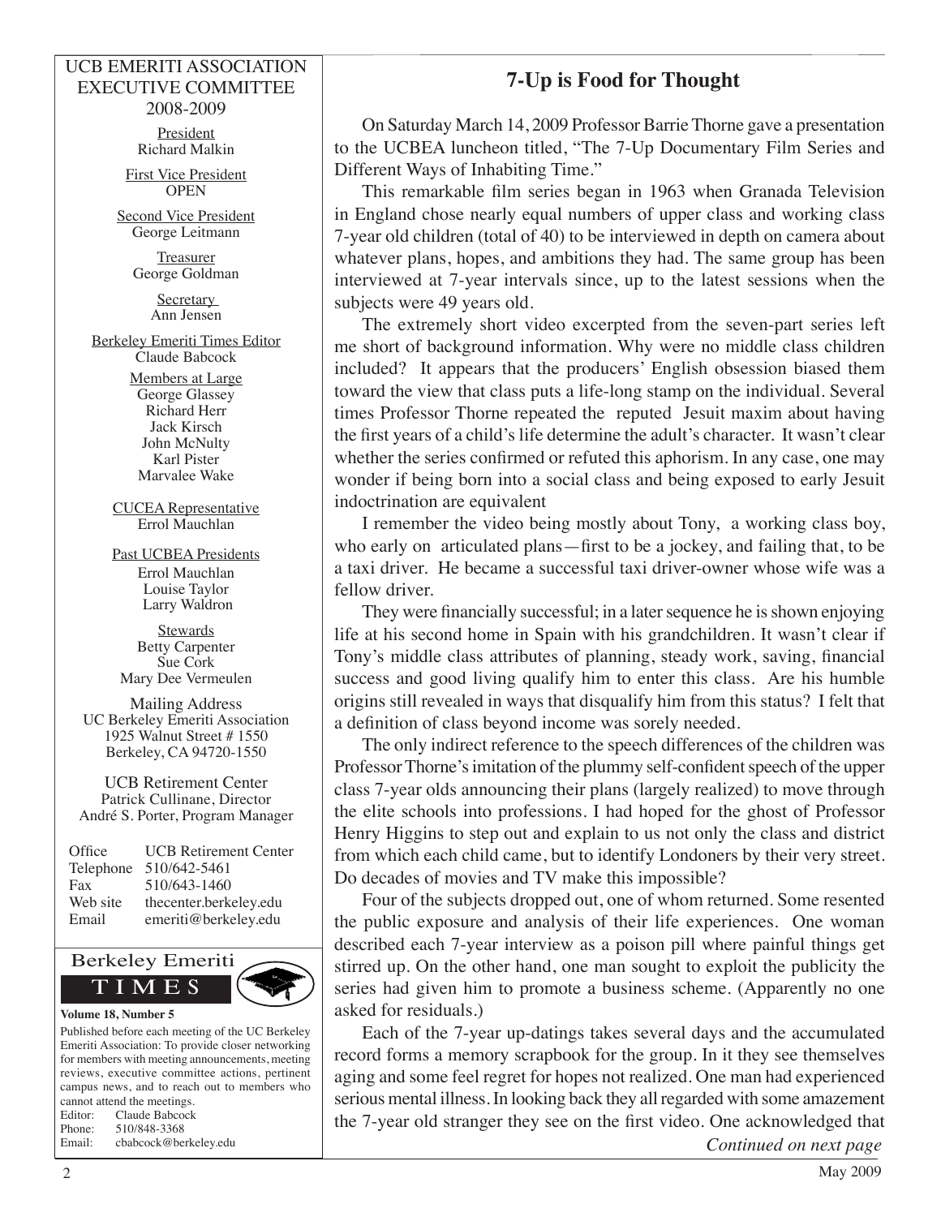UCB EMERITI ASSOCIATION
EXECUTIVE COMMITTEE
2008-2009

President
Richard Malkin

First Vice President
OPEN

Second Vice President
George Leitmann

Treasurer
George Goldman

Secretary
Ann Jensen

Berkeley Emeriti Times Editor
Claude Babcock

Members at Large
George Glassey
Richard Herr
Jack Kirsch
John McNulty
Karl Pister
Marvalee Wake

CUCEA Representative
Errol Mauchlan

Past UCBEA Presidents
Errol Mauchlan
Louise Taylor
Larry Waldron

Stewards
Betty Carpenter
Sue Cork
Mary Dee Vermeulen

Mailing Address
UC Berkeley Emeriti Association
1925 Walnut Street # 1550
Berkeley, CA 94720-1550

UCB Retirement Center
Patrick Cullinane, Director
André S. Porter, Program Manager

| | |
|---|---|
| Office | UCB Retirement Center |
| Telephone | 510/642-5461 |
| Fax | 510/643-1460 |
| Web site | thecenter.berkeley.edu |
| Email | emeriti@berkeley.edu |

Berkeley Emeriti
TIMES

**Volume 18, Number 5**

Published before each meeting of the UC Berkeley Emeriti Association: To provide closer networking for members with meeting announcements, meeting reviews, executive committee actions, pertinent campus news, and to reach out to members who cannot attend the meetings.
Editor: Claude Babcock
Phone: 510/848-3368
Email: cbabcock@berkeley.edu

## 7-Up is Food for Thought

On Saturday March 14, 2009 Professor Barrie Thorne gave a presentation to the UCBEA luncheon titled, "The 7-Up Documentary Film Series and Different Ways of Inhabiting Time."

This remarkable film series began in 1963 when Granada Television in England chose nearly equal numbers of upper class and working class 7-year old children (total of 40) to be interviewed in depth on camera about whatever plans, hopes, and ambitions they had. The same group has been interviewed at 7-year intervals since, up to the latest sessions when the subjects were 49 years old.

The extremely short video excerpted from the seven-part series left me short of background information. Why were no middle class children included? It appears that the producers' English obsession biased them toward the view that class puts a life-long stamp on the individual. Several times Professor Thorne repeated the reputed Jesuit maxim about having the first years of a child's life determine the adult's character. It wasn't clear whether the series confirmed or refuted this aphorism. In any case, one may wonder if being born into a social class and being exposed to early Jesuit indoctrination are equivalent

I remember the video being mostly about Tony, a working class boy, who early on articulated plans—first to be a jockey, and failing that, to be a taxi driver. He became a successful taxi driver-owner whose wife was a fellow driver.

They were financially successful; in a later sequence he is shown enjoying life at his second home in Spain with his grandchildren. It wasn't clear if Tony's middle class attributes of planning, steady work, saving, financial success and good living qualify him to enter this class. Are his humble origins still revealed in ways that disqualify him from this status? I felt that a definition of class beyond income was sorely needed.

The only indirect reference to the speech differences of the children was Professor Thorne's imitation of the plummy self-confident speech of the upper class 7-year olds announcing their plans (largely realized) to move through the elite schools into professions. I had hoped for the ghost of Professor Henry Higgins to step out and explain to us not only the class and district from which each child came, but to identify Londoners by their very street. Do decades of movies and TV make this impossible?

Four of the subjects dropped out, one of whom returned. Some resented the public exposure and analysis of their life experiences. One woman described each 7-year interview as a poison pill where painful things get stirred up. On the other hand, one man sought to exploit the publicity the series had given him to promote a business scheme. (Apparently no one asked for residuals.)

Each of the 7-year up-datings takes several days and the accumulated record forms a memory scrapbook for the group. In it they see themselves aging and some feel regret for hopes not realized. One man had experienced serious mental illness. In looking back they all regarded with some amazement the 7-year old stranger they see on the first video. One acknowledged that

*Continued on next page*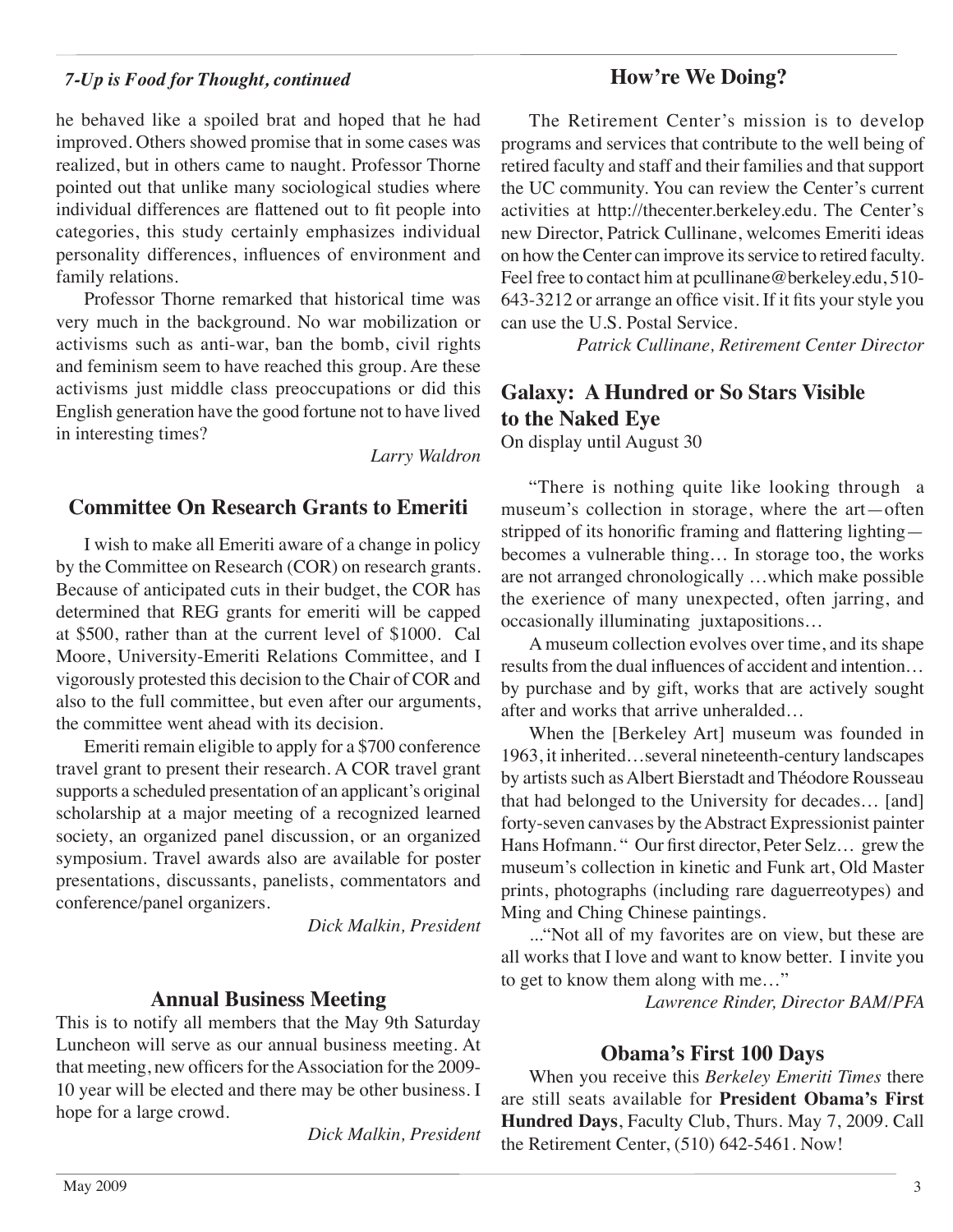*7-Up is Food for Thought, continued*

he behaved like a spoiled brat and hoped that he had improved. Others showed promise that in some cases was realized, but in others came to naught. Professor Thorne pointed out that unlike many sociological studies where individual differences are flattened out to fit people into categories, this study certainly emphasizes individual personality differences, influences of environment and family relations.

Professor Thorne remarked that historical time was very much in the background. No war mobilization or activisms such as anti-war, ban the bomb, civil rights and feminism seem to have reached this group. Are these activisms just middle class preoccupations or did this English generation have the good fortune not to have lived in interesting times?

*Larry Waldron*

## Committee On Research Grants to Emeriti

I wish to make all Emeriti aware of a change in policy by the Committee on Research (COR) on research grants. Because of anticipated cuts in their budget, the COR has determined that REG grants for emeriti will be capped at $500, rather than at the current level of $1000. Cal Moore, University-Emeriti Relations Committee, and I vigorously protested this decision to the Chair of COR and also to the full committee, but even after our arguments, the committee went ahead with its decision.

Emeriti remain eligible to apply for a $700 conference travel grant to present their research. A COR travel grant supports a scheduled presentation of an applicant's original scholarship at a major meeting of a recognized learned society, an organized panel discussion, or an organized symposium. Travel awards also are available for poster presentations, discussants, panelists, commentators and conference/panel organizers.

*Dick Malkin, President*

## Annual Business Meeting

This is to notify all members that the May 9th Saturday Luncheon will serve as our annual business meeting. At that meeting, new officers for the Association for the 2009-10 year will be elected and there may be other business. I hope for a large crowd.

*Dick Malkin, President*

## How're We Doing?

The Retirement Center's mission is to develop programs and services that contribute to the well being of retired faculty and staff and their families and that support the UC community. You can review the Center's current activities at http://thecenter.berkeley.edu. The Center's new Director, Patrick Cullinane, welcomes Emeriti ideas on how the Center can improve its service to retired faculty. Feel free to contact him at pcullinane@berkeley.edu, 510-643-3212 or arrange an office visit. If it fits your style you can use the U.S. Postal Service.

*Patrick Cullinane, Retirement Center Director*

## Galaxy: A Hundred or So Stars Visible to the Naked Eye

On display until August 30

"There is nothing quite like looking through a museum's collection in storage, where the art—often stripped of its honorific framing and flattering lighting—becomes a vulnerable thing… In storage too, the works are not arranged chronologically …which make possible the exerience of many unexpected, often jarring, and occasionally illuminating juxtapositions…

A museum collection evolves over time, and its shape results from the dual influences of accident and intention… by purchase and by gift, works that are actively sought after and works that arrive unheralded…

When the [Berkeley Art] museum was founded in 1963, it inherited…several nineteenth-century landscapes by artists such as Albert Bierstadt and Théodore Rousseau that had belonged to the University for decades… [and] forty-seven canvases by the Abstract Expressionist painter Hans Hofmann. " Our first director, Peter Selz… grew the museum's collection in kinetic and Funk art, Old Master prints, photographs (including rare daguerreotypes) and Ming and Ching Chinese paintings.

..."Not all of my favorites are on view, but these are all works that I love and want to know better. I invite you to get to know them along with me…"

*Lawrence Rinder, Director BAM/PFA*

## Obama's First 100 Days

When you receive this *Berkeley Emeriti Times* there are still seats available for **President Obama's First Hundred Days**, Faculty Club, Thurs. May 7, 2009. Call the Retirement Center, (510) 642-5461. Now!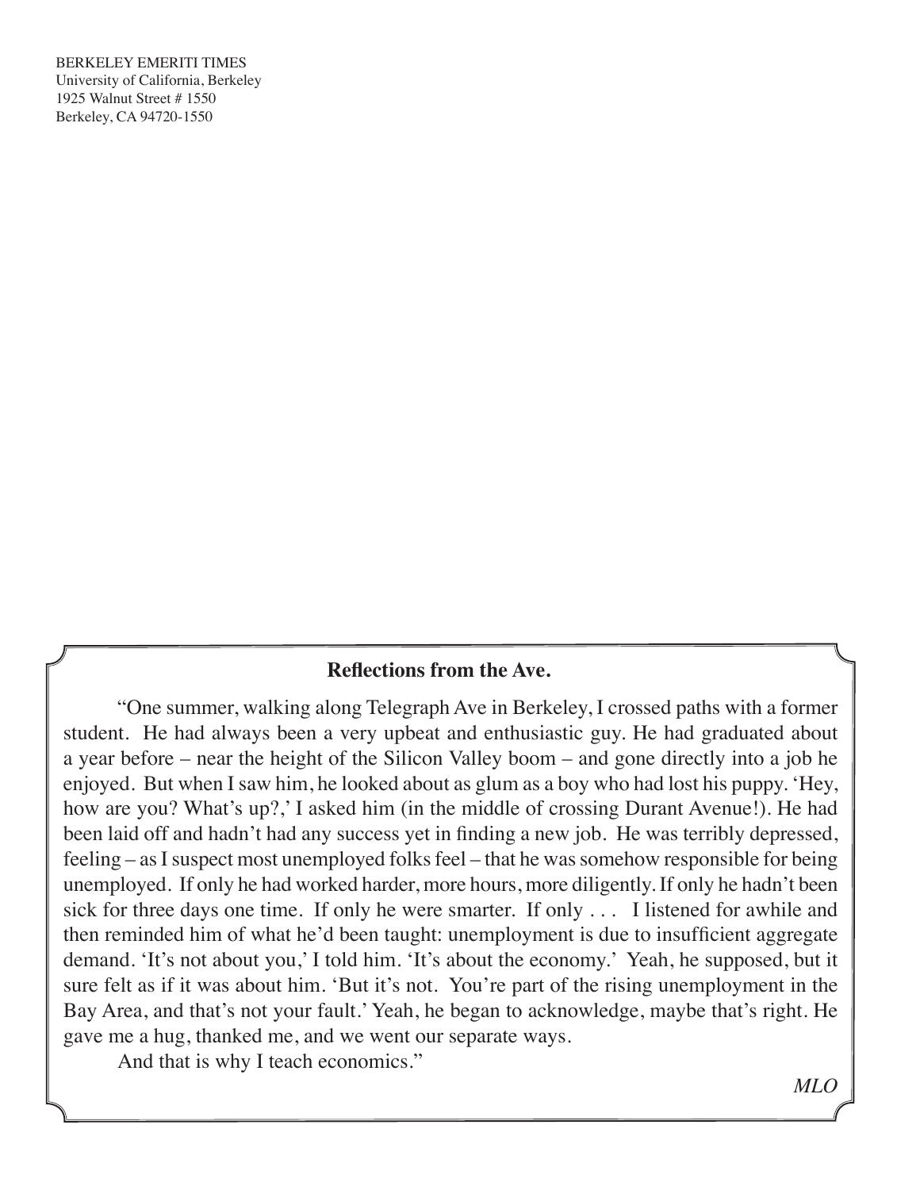BERKELEY EMERITI TIMES
University of California, Berkeley
1925 Walnut Street # 1550
Berkeley, CA 94720-1550

### Reflections from the Ave.

"One summer, walking along Telegraph Ave in Berkeley, I crossed paths with a former student. He had always been a very upbeat and enthusiastic guy. He had graduated about a year before – near the height of the Silicon Valley boom – and gone directly into a job he enjoyed. But when I saw him, he looked about as glum as a boy who had lost his puppy. 'Hey, how are you? What's up?,' I asked him (in the middle of crossing Durant Avenue!). He had been laid off and hadn't had any success yet in finding a new job. He was terribly depressed, feeling – as I suspect most unemployed folks feel – that he was somehow responsible for being unemployed. If only he had worked harder, more hours, more diligently. If only he hadn't been sick for three days one time. If only he were smarter. If only . . . I listened for awhile and then reminded him of what he'd been taught: unemployment is due to insufficient aggregate demand. 'It's not about you,' I told him. 'It's about the economy.' Yeah, he supposed, but it sure felt as if it was about him. 'But it's not. You're part of the rising unemployment in the Bay Area, and that's not your fault.' Yeah, he began to acknowledge, maybe that's right. He gave me a hug, thanked me, and we went our separate ways.

And that is why I teach economics."

*MLO*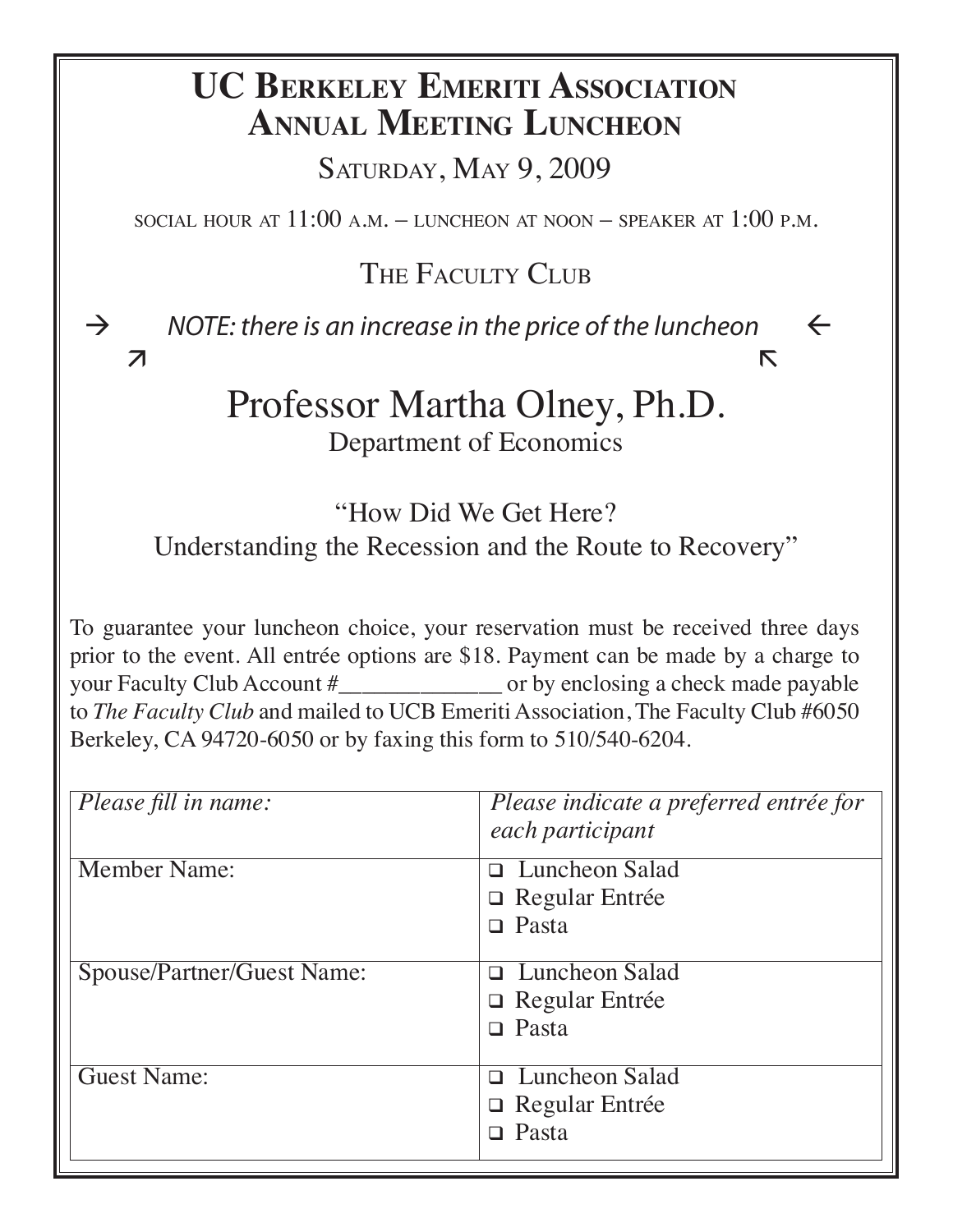# UC Berkeley Emeriti Association
# Annual Meeting Luncheon

Saturday, May 9, 2009

social hour at 11:00 a.m. – luncheon at noon – speaker at 1:00 p.m.

The Faculty Club

→ *NOTE: there is an increase in the price of the luncheon* ←

## Professor Martha Olney, Ph.D.

Department of Economics

"How Did We Get Here?
Understanding the Recession and the Route to Recovery"

To guarantee your luncheon choice, your reservation must be received three days prior to the event. All entrée options are $18. Payment can be made by a charge to your Faculty Club Account #______________ or by enclosing a check made payable to *The Faculty Club* and mailed to UCB Emeriti Association, The Faculty Club #6050 Berkeley, CA 94720-6050 or by faxing this form to 510/540-6204.

| *Please fill in name:* | *Please indicate a preferred entrée for each participant* |
|---|---|
| Member Name: | ❑ Luncheon Salad<br>❑ Regular Entrée<br>❑ Pasta |
| Spouse/Partner/Guest Name: | ❑ Luncheon Salad<br>❑ Regular Entrée<br>❑ Pasta |
| Guest Name: | ❑ Luncheon Salad<br>❑ Regular Entrée<br>❑ Pasta |